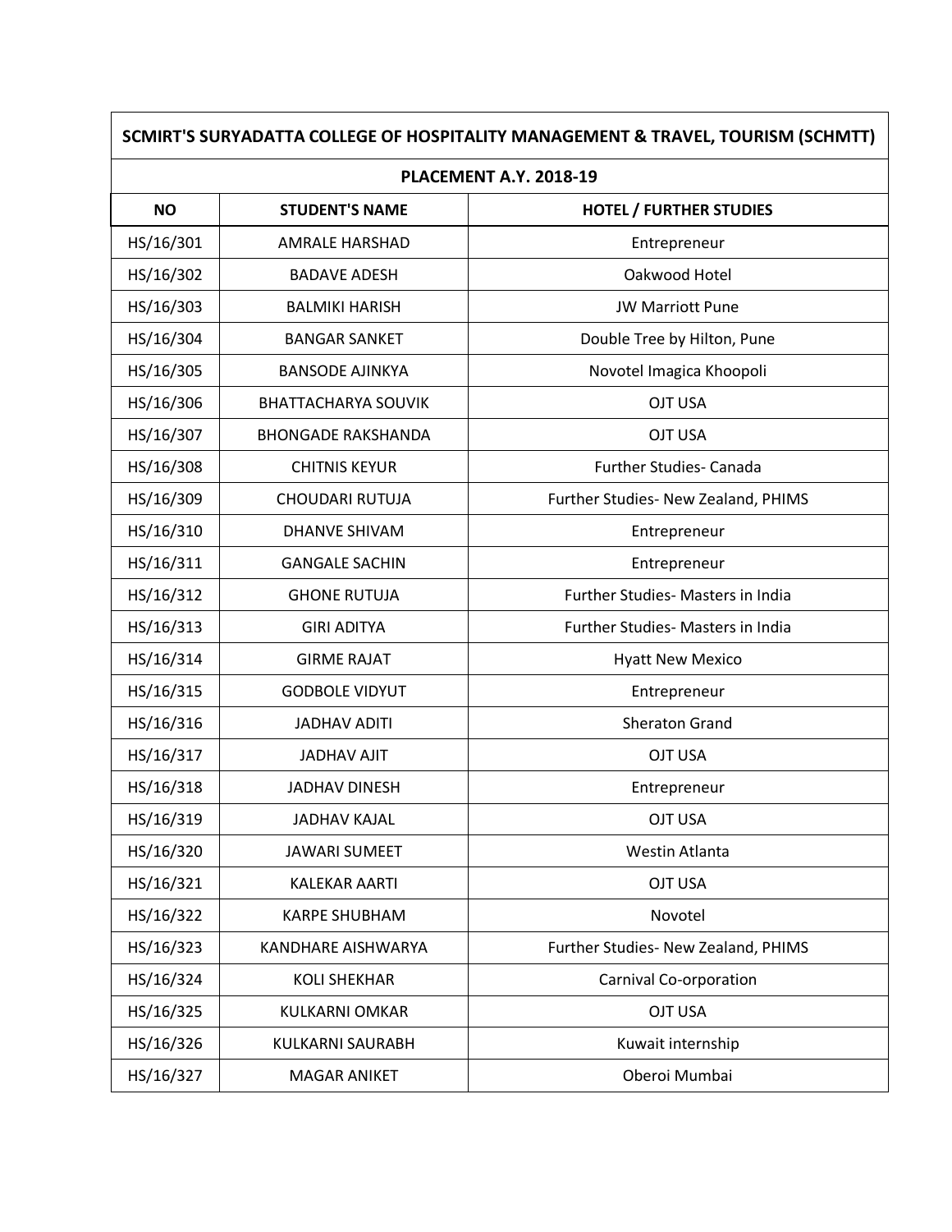| SCMIRT'S SURYADATTA COLLEGE OF HOSPITALITY MANAGEMENT & TRAVEL, TOURISM (SCHMTT) | | |
|---|---|---|
| **PLACEMENT A.Y. 2018-19** | | |
| **NO** | **STUDENT'S NAME** | **HOTEL / FURTHER STUDIES** |
| HS/16/301 | AMRALE HARSHAD | Entrepreneur |
| HS/16/302 | BADAVE ADESH | Oakwood Hotel |
| HS/16/303 | BALMIKI HARISH | JW Marriott Pune |
| HS/16/304 | BANGAR SANKET | Double Tree by Hilton, Pune |
| HS/16/305 | BANSODE AJINKYA | Novotel Imagica Khoopoli |
| HS/16/306 | BHATTACHARYA SOUVIK | OJT USA |
| HS/16/307 | BHONGADE RAKSHANDA | OJT USA |
| HS/16/308 | CHITNIS KEYUR | Further Studies- Canada |
| HS/16/309 | CHOUDARI RUTUJA | Further Studies- New Zealand, PHIMS |
| HS/16/310 | DHANVE SHIVAM | Entrepreneur |
| HS/16/311 | GANGALE SACHIN | Entrepreneur |
| HS/16/312 | GHONE RUTUJA | Further Studies- Masters in India |
| HS/16/313 | GIRI ADITYA | Further Studies- Masters in India |
| HS/16/314 | GIRME RAJAT | Hyatt New Mexico |
| HS/16/315 | GODBOLE VIDYUT | Entrepreneur |
| HS/16/316 | JADHAV ADITI | Sheraton Grand |
| HS/16/317 | JADHAV AJIT | OJT USA |
| HS/16/318 | JADHAV DINESH | Entrepreneur |
| HS/16/319 | JADHAV KAJAL | OJT USA |
| HS/16/320 | JAWARI SUMEET | Westin Atlanta |
| HS/16/321 | KALEKAR AARTI | OJT USA |
| HS/16/322 | KARPE SHUBHAM | Novotel |
| HS/16/323 | KANDHARE AISHWARYA | Further Studies- New Zealand, PHIMS |
| HS/16/324 | KOLI SHEKHAR | Carnival Co-orporation |
| HS/16/325 | KULKARNI OMKAR | OJT USA |
| HS/16/326 | KULKARNI SAURABH | Kuwait internship |
| HS/16/327 | MAGAR ANIKET | Oberoi Mumbai |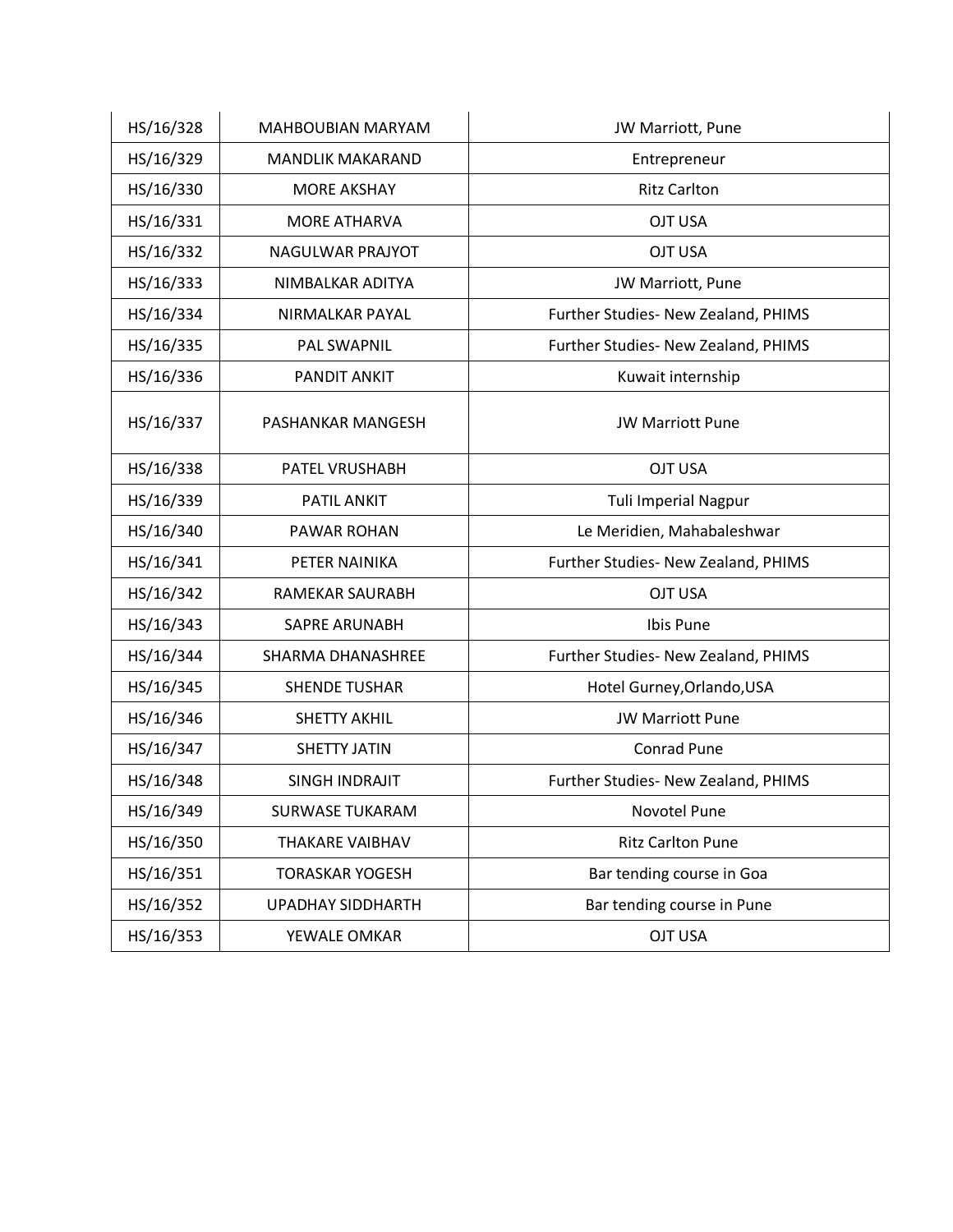| | | |
|---|---|---|
| HS/16/328 | MAHBOUBIAN MARYAM | JW Marriott, Pune |
| HS/16/329 | MANDLIK MAKARAND | Entrepreneur |
| HS/16/330 | MORE AKSHAY | Ritz Carlton |
| HS/16/331 | MORE ATHARVA | OJT USA |
| HS/16/332 | NAGULWAR PRAJYOT | OJT USA |
| HS/16/333 | NIMBALKAR ADITYA | JW Marriott, Pune |
| HS/16/334 | NIRMALKAR PAYAL | Further Studies- New Zealand, PHIMS |
| HS/16/335 | PAL SWAPNIL | Further Studies- New Zealand, PHIMS |
| HS/16/336 | PANDIT ANKIT | Kuwait internship |
| HS/16/337 | PASHANKAR MANGESH | JW Marriott Pune |
| HS/16/338 | PATEL VRUSHABH | OJT USA |
| HS/16/339 | PATIL ANKIT | Tuli Imperial Nagpur |
| HS/16/340 | PAWAR ROHAN | Le Meridien, Mahabaleshwar |
| HS/16/341 | PETER NAINIKA | Further Studies- New Zealand, PHIMS |
| HS/16/342 | RAMEKAR SAURABH | OJT USA |
| HS/16/343 | SAPRE ARUNABH | Ibis Pune |
| HS/16/344 | SHARMA DHANASHREE | Further Studies- New Zealand, PHIMS |
| HS/16/345 | SHENDE TUSHAR | Hotel Gurney,Orlando,USA |
| HS/16/346 | SHETTY AKHIL | JW Marriott Pune |
| HS/16/347 | SHETTY JATIN | Conrad Pune |
| HS/16/348 | SINGH INDRAJIT | Further Studies- New Zealand, PHIMS |
| HS/16/349 | SURWASE TUKARAM | Novotel Pune |
| HS/16/350 | THAKARE VAIBHAV | Ritz Carlton Pune |
| HS/16/351 | TORASKAR YOGESH | Bar tending course in Goa |
| HS/16/352 | UPADHAY SIDDHARTH | Bar tending course in Pune |
| HS/16/353 | YEWALE OMKAR | OJT USA |